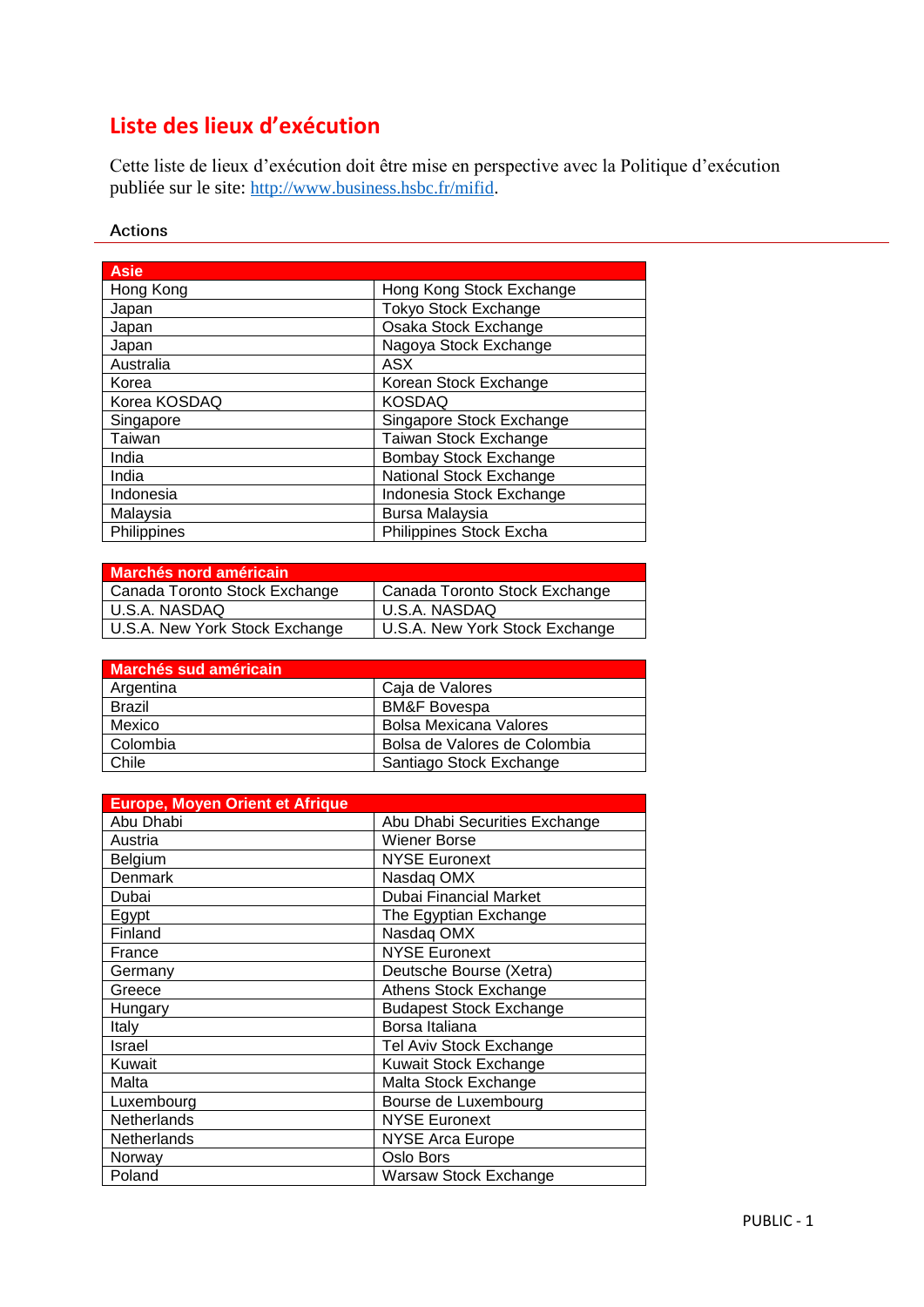# Liste des lieux d'exécution

Cette liste de lieux d'exécution doit être mise en perspective avec la Politique d'exécution publiée sur le site: [http://www.business.hsbc.fr/mifid](http://www.business.hsbc.fr/mifid).

## Actions

| Asie | |
|---|---|
| Hong Kong | Hong Kong Stock Exchange |
| Japan | Tokyo Stock Exchange |
| Japan | Osaka Stock Exchange |
| Japan | Nagoya Stock Exchange |
| Australia | ASX |
| Korea | Korean Stock Exchange |
| Korea KOSDAQ | KOSDAQ |
| Singapore | Singapore Stock Exchange |
| Taiwan | Taiwan Stock Exchange |
| India | Bombay Stock Exchange |
| India | National Stock Exchange |
| Indonesia | Indonesia Stock Exchange |
| Malaysia | Bursa Malaysia |
| Philippines | Philippines Stock Excha |

| Marchés nord américain | |
|---|---|
| Canada Toronto Stock Exchange | Canada Toronto Stock Exchange |
| U.S.A. NASDAQ | U.S.A. NASDAQ |
| U.S.A. New York Stock Exchange | U.S.A. New York Stock Exchange |

| Marchés sud américain | |
|---|---|
| Argentina | Caja de Valores |
| Brazil | BM&F Bovespa |
| Mexico | Bolsa Mexicana Valores |
| Colombia | Bolsa de Valores de Colombia |
| Chile | Santiago Stock Exchange |

| Europe, Moyen Orient et Afrique | |
|---|---|
| Abu Dhabi | Abu Dhabi Securities Exchange |
| Austria | Wiener Borse |
| Belgium | NYSE Euronext |
| Denmark | Nasdaq OMX |
| Dubai | Dubai Financial Market |
| Egypt | The Egyptian Exchange |
| Finland | Nasdaq OMX |
| France | NYSE Euronext |
| Germany | Deutsche Bourse (Xetra) |
| Greece | Athens Stock Exchange |
| Hungary | Budapest Stock Exchange |
| Italy | Borsa Italiana |
| Israel | Tel Aviv Stock Exchange |
| Kuwait | Kuwait Stock Exchange |
| Malta | Malta Stock Exchange |
| Luxembourg | Bourse de Luxembourg |
| Netherlands | NYSE Euronext |
| Netherlands | NYSE Arca Europe |
| Norway | Oslo Bors |
| Poland | Warsaw Stock Exchange |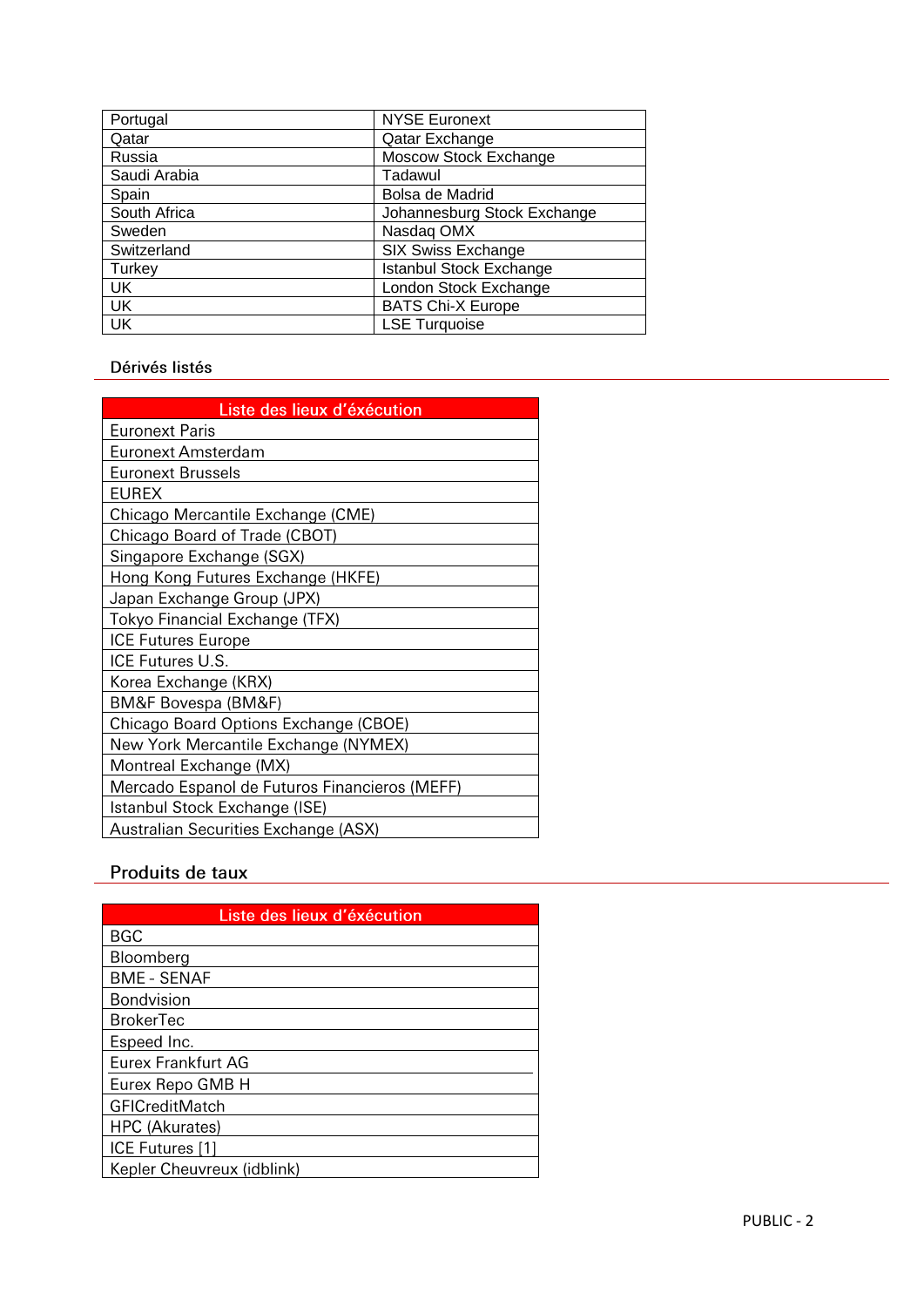| | |
|---|---|
| Portugal | NYSE Euronext |
| Qatar | Qatar Exchange |
| Russia | Moscow Stock Exchange |
| Saudi Arabia | Tadawul |
| Spain | Bolsa de Madrid |
| South Africa | Johannesburg Stock Exchange |
| Sweden | Nasdaq OMX |
| Switzerland | SIX Swiss Exchange |
| Turkey | Istanbul Stock Exchange |
| UK | London Stock Exchange |
| UK | BATS Chi-X Europe |
| UK | LSE Turquoise |

## Dérivés listés

| Liste des lieux d'éxécution |
|---|
| Euronext Paris |
| Euronext Amsterdam |
| Euronext Brussels |
| EUREX |
| Chicago Mercantile Exchange (CME) |
| Chicago Board of Trade (CBOT) |
| Singapore Exchange (SGX) |
| Hong Kong Futures Exchange (HKFE) |
| Japan Exchange Group (JPX) |
| Tokyo Financial Exchange (TFX) |
| ICE Futures Europe |
| ICE Futures U.S. |
| Korea Exchange (KRX) |
| BM&F Bovespa (BM&F) |
| Chicago Board Options Exchange (CBOE) |
| New York Mercantile Exchange (NYMEX) |
| Montreal Exchange (MX) |
| Mercado Espanol de Futuros Financieros (MEFF) |
| Istanbul Stock Exchange (ISE) |
| Australian Securities Exchange (ASX) |

## Produits de taux

| Liste des lieux d'éxécution |
|---|
| BGC |
| Bloomberg |
| BME - SENAF |
| Bondvision |
| BrokerTec |
| Espeed Inc. |
| Eurex Frankfurt AG |
| Eurex Repo GMB H |
| GFICreditMatch |
| HPC (Akurates) |
| ICE Futures [1] |
| Kepler Cheuvreux (idblink) |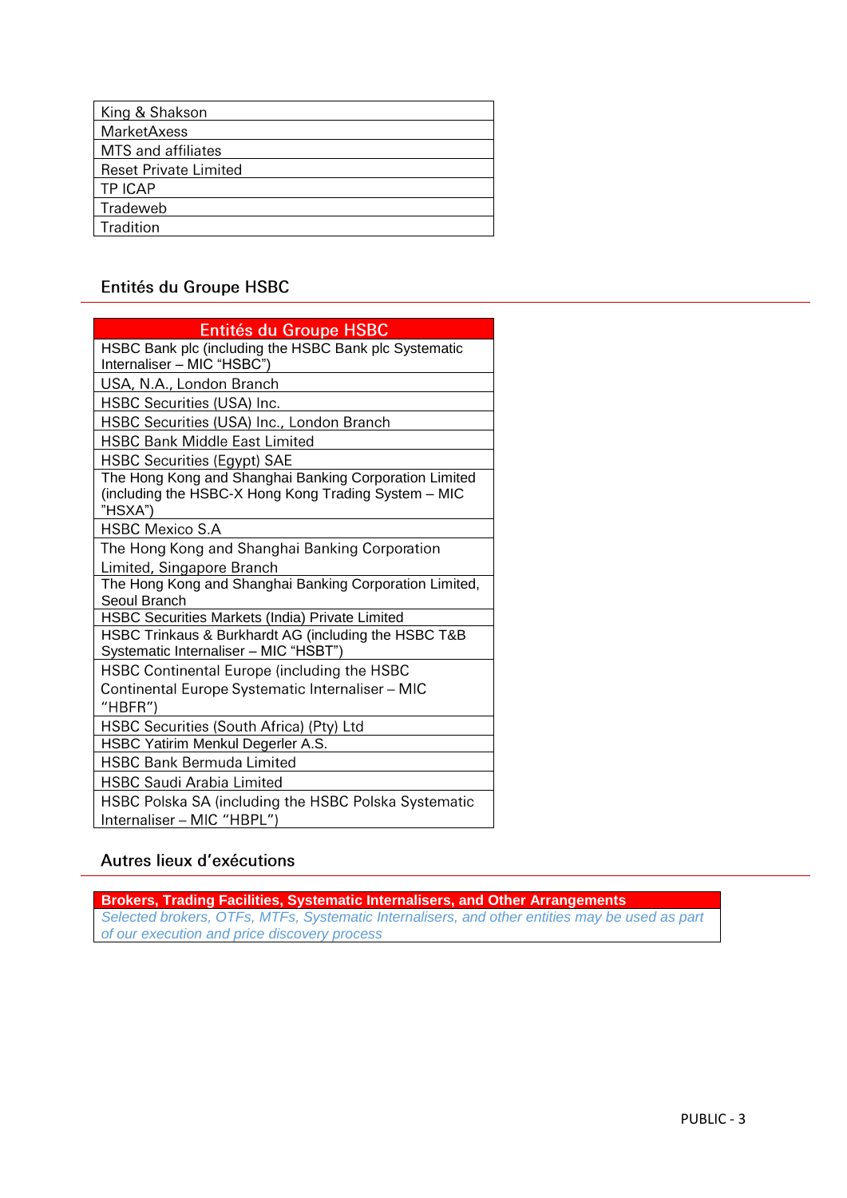| |
|---|
| King & Shakson |
| MarketAxess |
| MTS and affiliates |
| Reset Private Limited |
| TP ICAP |
| Tradeweb |
| Tradition |

## Entités du Groupe HSBC

| Entités du Groupe HSBC |
|---|
| HSBC Bank plc (including the HSBC Bank plc Systematic Internaliser – MIC “HSBC”) |
| USA, N.A., London Branch |
| HSBC Securities (USA) Inc. |
| HSBC Securities (USA) Inc., London Branch |
| HSBC Bank Middle East Limited |
| HSBC Securities (Egypt) SAE |
| The Hong Kong and Shanghai Banking Corporation Limited (including the HSBC-X Hong Kong Trading System – MIC ”HSXA”) |
| HSBC Mexico S.A |
| The Hong Kong and Shanghai Banking Corporation Limited, Singapore Branch |
| The Hong Kong and Shanghai Banking Corporation Limited, Seoul Branch |
| HSBC Securities Markets (India) Private Limited |
| HSBC Trinkaus & Burkhardt AG (including the HSBC T&B Systematic Internaliser – MIC “HSBT”) |
| HSBC Continental Europe (including the HSBC Continental Europe Systematic Internaliser – MIC “HBFR”) |
| HSBC Securities (South Africa) (Pty) Ltd |
| HSBC Yatirim Menkul Degerler A.S. |
| HSBC Bank Bermuda Limited |
| HSBC Saudi Arabia Limited |
| HSBC Polska SA (including the HSBC Polska Systematic Internaliser – MIC “HBPL”) |

## Autres lieux d’exécutions

| Brokers, Trading Facilities, Systematic Internalisers, and Other Arrangements |
|---|
| *Selected brokers, OTFs, MTFs, Systematic Internalisers, and other entities may be used as part of our execution and price discovery process* |